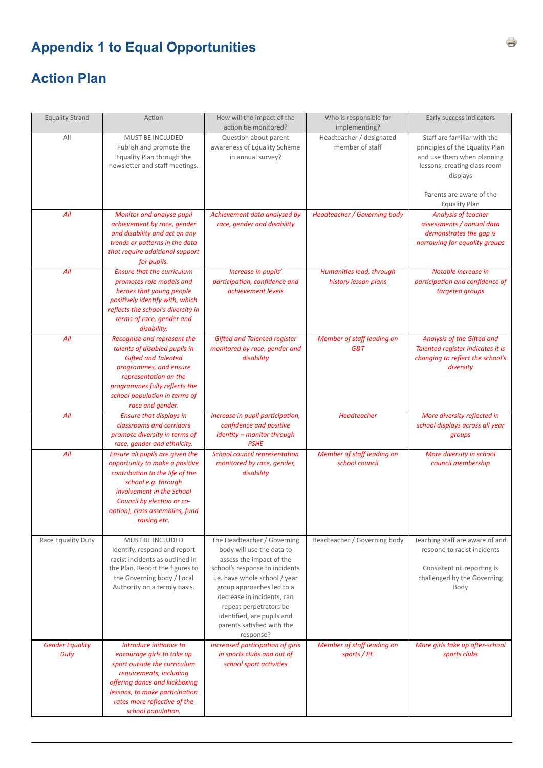# Appendix 1 to Equal Opportunities

## Action Plan

| Equality Strand | Action | How will the impact of the action be monitored? | Who is responsible for implementing? | Early success indicators |
|---|---|---|---|---|
| All | MUST BE INCLUDED Publish and promote the Equality Plan through the newsletter and staff meetings. | Question about parent awareness of Equality Scheme in annual survey? | Headteacher / designated member of staff | Staff are familiar with the principles of the Equality Plan and use them when planning lessons, creating class room displays<br><br>Parents are aware of the Equality Plan |
| *All* | *Monitor and analyse pupil achievement by race, gender and disability and act on any trends or patterns in the data that require additional support for pupils.* | *Achievement data analysed by race, gender and disability* | *Headteacher / Governing body* | *Analysis of teacher assessments / annual data demonstrates the gap is narrowing for equality groups* |
| *All* | *Ensure that the curriculum promotes role models and heroes that young people positively identify with, which reflects the school's diversity in terms of race, gender and disability.* | *Increase in pupils' participation, confidence and achievement levels* | *Humanities lead, through history lesson plans* | *Notable increase in participation and confidence of targeted groups* |
| *All* | *Recognise and represent the talents of disabled pupils in Gifted and Talented programmes, and ensure representation on the programmes fully reflects the school population in terms of race and gender.* | *Gifted and Talented register monitored by race, gender and disability* | *Member of staff leading on G&T* | *Analysis of the Gifted and Talented register indicates it is changing to reflect the school's diversity* |
| *All* | *Ensure that displays in classrooms and corridors promote diversity in terms of race, gender and ethnicity.* | *Increase in pupil participation, confidence and positive identity – monitor through PSHE* | *Headteacher* | *More diversity reflected in school displays across all year groups* |
| *All* | *Ensure all pupils are given the opportunity to make a positive contribution to the life of the school e.g. through involvement in the School Council by election or co-option), class assemblies, fund raising etc.* | *School council representation monitored by race, gender, disability* | *Member of staff leading on school council* | *More diversity in school council membership* |
| Race Equality Duty | MUST BE INCLUDED Identify, respond and report racist incidents as outlined in the Plan. Report the figures to the Governing body / Local Authority on a termly basis. | The Headteacher / Governing body will use the data to assess the impact of the school's response to incidents i.e. have whole school / year group approaches led to a decrease in incidents, can repeat perpetrators be identified, are pupils and parents satisfied with the response? | Headteacher / Governing body | Teaching staff are aware of and respond to racist incidents<br><br>Consistent nil reporting is challenged by the Governing Body |
| *Gender Equality Duty* | *Introduce initiative to encourage girls to take up sport outside the curriculum requirements, including offering dance and kickboxing lessons, to make participation rates more reflective of the school population.* | *Increased participation of girls in sports clubs and out of school sport activities* | *Member of staff leading on sports / PE* | *More girls take up after-school sports clubs* |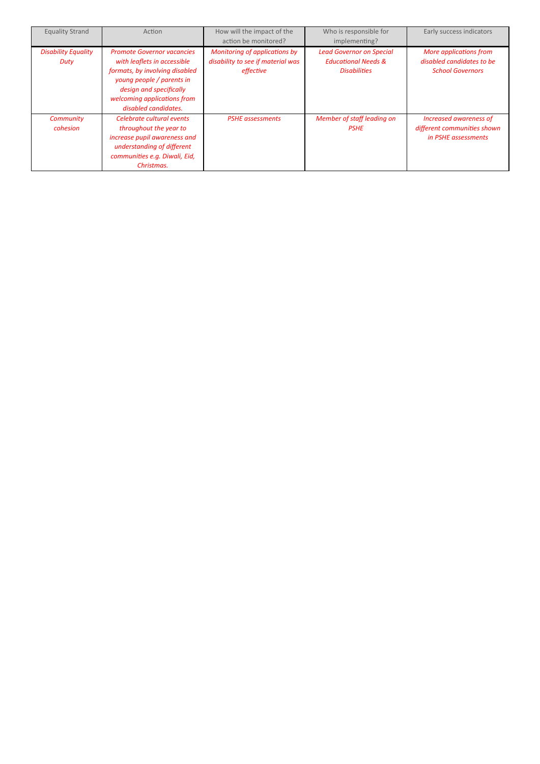| Equality Strand | Action | How will the impact of the action be monitored? | Who is responsible for implementing? | Early success indicators |
|---|---|---|---|---|
| *Disability Equality Duty* | *Promote Governor vacancies with leaflets in accessible formats, by involving disabled young people / parents in design and specifically welcoming applications from disabled candidates.* | *Monitoring of applications by disability to see if material was effective* | *Lead Governor on Special Educational Needs & Disabilities* | *More applications from disabled candidates to be School Governors* |
| *Community cohesion* | *Celebrate cultural events throughout the year to increase pupil awareness and understanding of different communities e.g. Diwali, Eid, Christmas.* | *PSHE assessments* | *Member of staff leading on PSHE* | *Increased awareness of different communities shown in PSHE assessments* |